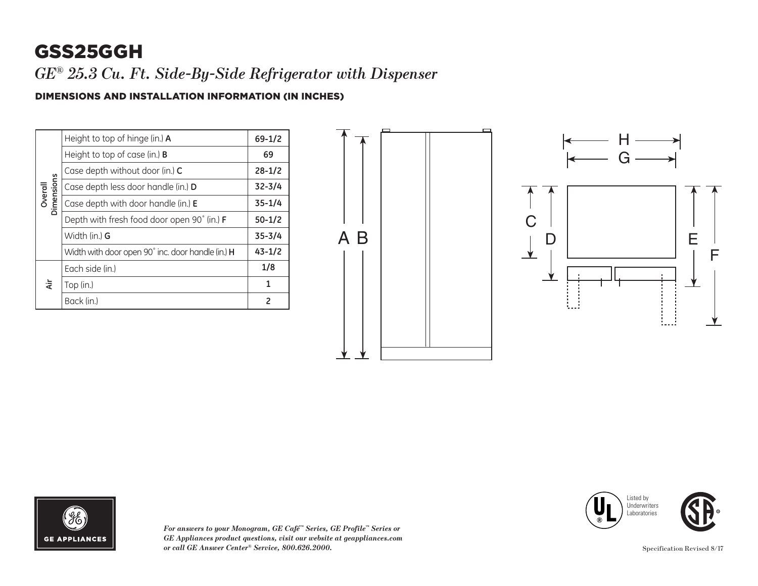# GSS25GGH

*GE® 25.3 Cu. Ft. Side-By-Side Refrigerator with Dispenser*

## DIMENSIONS AND INSTALLATION INFORMATION (IN INCHES)

| | | |
|---|---|---|
| Overall Dimensions | Height to top of hinge (in.) **A** | 69-1/2 |
| | Height to top of case (in.) **B** | 69 |
| | Case depth without door (in.) **C** | 28-1/2 |
| | Case depth less door handle (in.) **D** | 32-3/4 |
| | Case depth with door handle (in.) **E** | 35-1/4 |
| | Depth with fresh food door open 90˚ (in.) **F** | 50-1/2 |
| | Width (in.) **G** | 35-3/4 |
| | Width with door open 90˚ inc. door handle (in.) **H** | 43-1/2 |
| Air | Each side (in.) | 1/8 |
| | Top (in.) | 1 |
| | Back (in.) | 2 |

*For answers to your Monogram, GE Café™ Series, GE Profile™ Series or GE Appliances product questions, visit our website at geappliances.com or call GE Answer Center® Service, 800.626.2000.*

Listed by Underwriters Laboratories

Specification Revised 8/17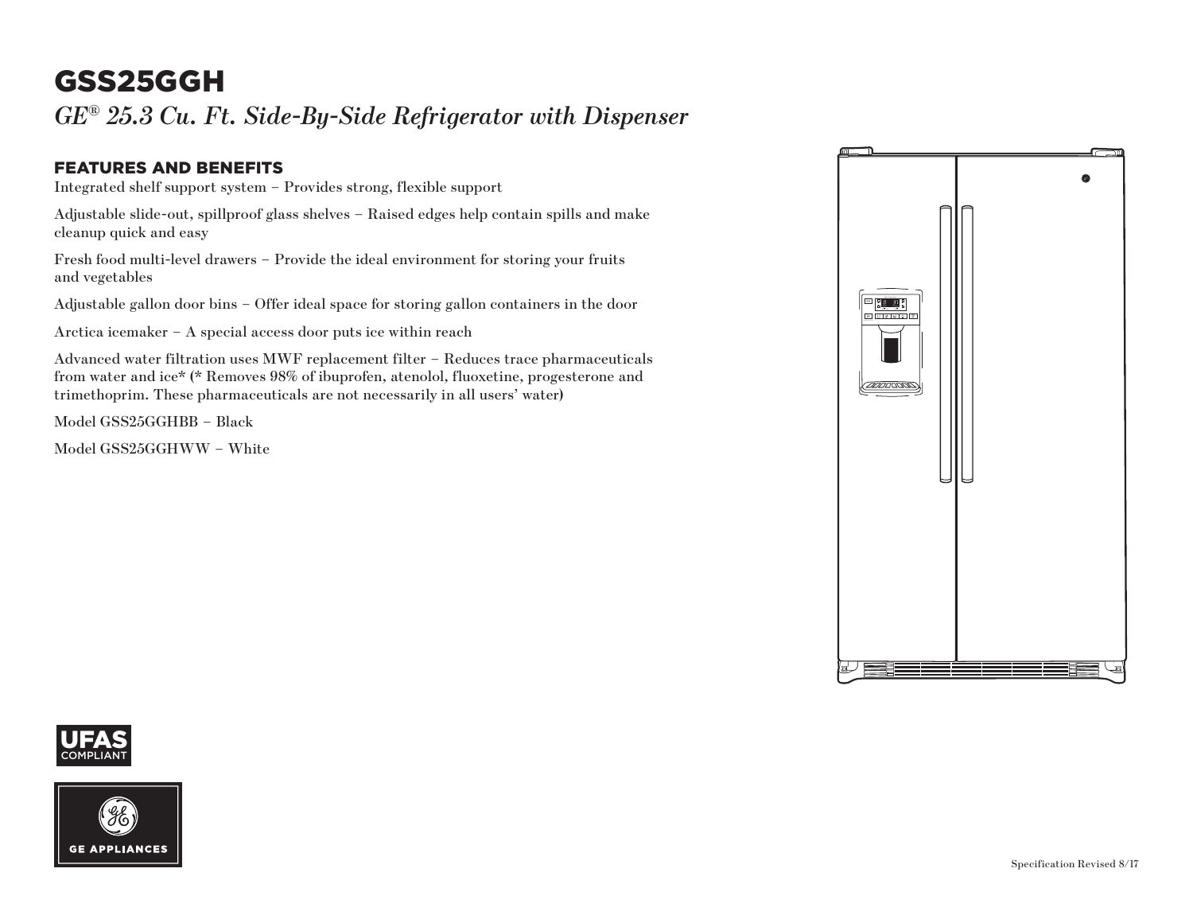# GSS25GGH

*GE® 25.3 Cu. Ft. Side-By-Side Refrigerator with Dispenser*

## FEATURES AND BENEFITS

Integrated shelf support system – Provides strong, flexible support

Adjustable slide-out, spillproof glass shelves – Raised edges help contain spills and make cleanup quick and easy

Fresh food multi-level drawers – Provide the ideal environment for storing your fruits and vegetables

Adjustable gallon door bins – Offer ideal space for storing gallon containers in the door

Arctica icemaker – A special access door puts ice within reach

Advanced water filtration uses MWF replacement filter – Reduces trace pharmaceuticals from water and ice* (* Removes 98% of ibuprofen, atenolol, fluoxetine, progesterone and trimethoprim. These pharmaceuticals are not necessarily in all users' water)

Model GSS25GGHBB – Black

Model GSS25GGHWW – White

UFAS COMPLIANT

GE APPLIANCES

Specification Revised 8/17